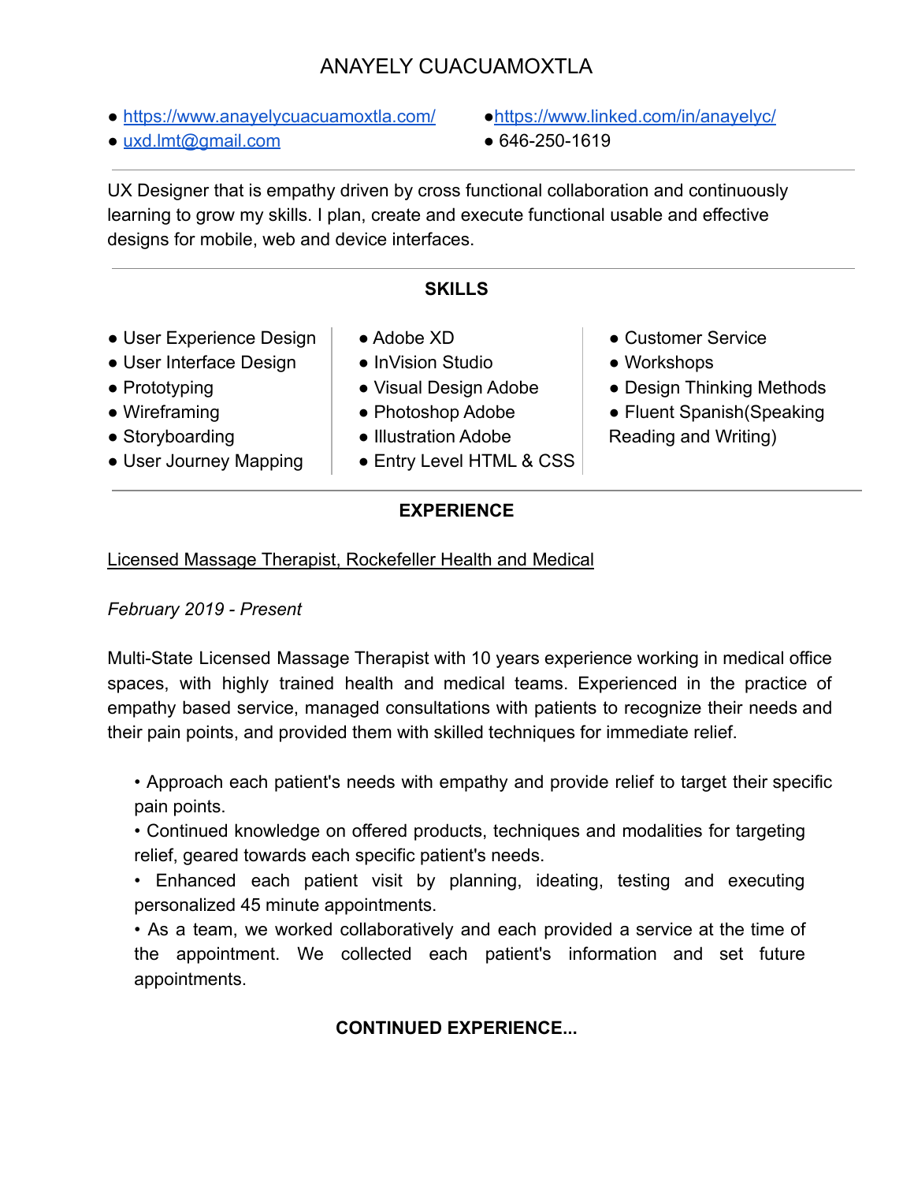# ANAYELY CUACUAMOXTLA

- https://www.anayelycuacuamoxtla.com/
- https://www.linked.com/in/anayelyc/
- uxd.lmt@gmail.com
- 646-250-1619

---

UX Designer that is empathy driven by cross functional collaboration and continuously learning to grow my skills. I plan, create and execute functional usable and effective designs for mobile, web and device interfaces.

---

## SKILLS

- User Experience Design
- User Interface Design
- Prototyping
- Wireframing
- Storyboarding
- User Journey Mapping

- Adobe XD
- InVision Studio
- Visual Design Adobe
- Photoshop Adobe
- Illustration Adobe
- Entry Level HTML & CSS

- Customer Service
- Workshops
- Design Thinking Methods
- Fluent Spanish(Speaking Reading and Writing)

---

## EXPERIENCE

Licensed Massage Therapist, Rockefeller Health and Medical

*February 2019 - Present*

Multi-State Licensed Massage Therapist with 10 years experience working in medical office spaces, with highly trained health and medical teams. Experienced in the practice of empathy based service, managed consultations with patients to recognize their needs and their pain points, and provided them with skilled techniques for immediate relief.

- Approach each patient's needs with empathy and provide relief to target their specific pain points.
- Continued knowledge on offered products, techniques and modalities for targeting relief, geared towards each specific patient's needs.
- Enhanced each patient visit by planning, ideating, testing and executing personalized 45 minute appointments.
- As a team, we worked collaboratively and each provided a service at the time of the appointment. We collected each patient's information and set future appointments.

**CONTINUED EXPERIENCE...**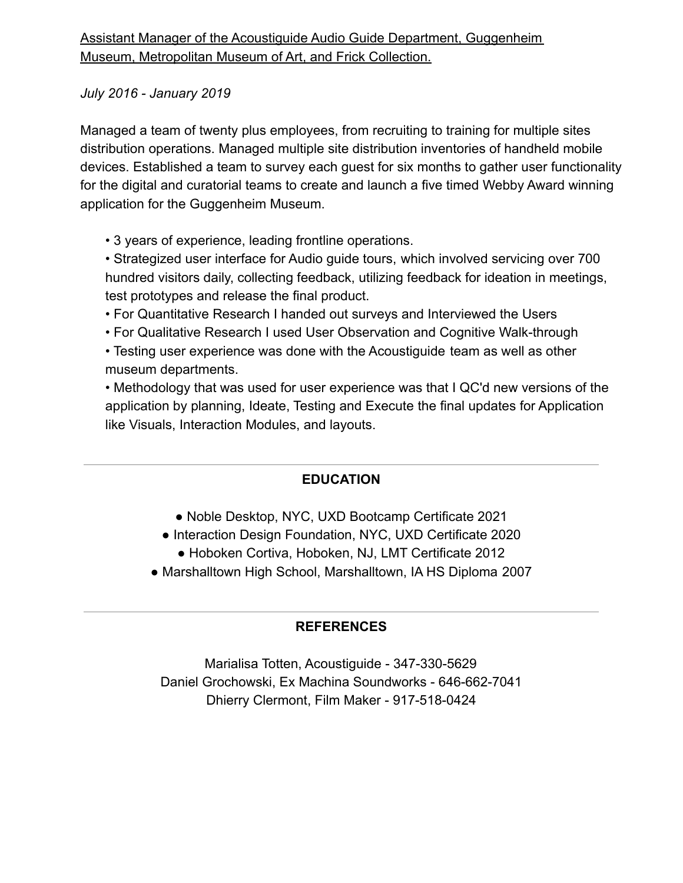<u>Assistant Manager of the Acoustiguide Audio Guide Department, Guggenheim Museum, Metropolitan Museum of Art, and Frick Collection.</u>

*July 2016 - January 2019*

Managed a team of twenty plus employees, from recruiting to training for multiple sites distribution operations. Managed multiple site distribution inventories of handheld mobile devices. Established a team to survey each guest for six months to gather user functionality for the digital and curatorial teams to create and launch a five timed Webby Award winning application for the Guggenheim Museum.

- 3 years of experience, leading frontline operations.
- Strategized user interface for Audio guide tours, which involved servicing over 700 hundred visitors daily, collecting feedback, utilizing feedback for ideation in meetings, test prototypes and release the final product.
- For Quantitative Research I handed out surveys and Interviewed the Users
- For Qualitative Research I used User Observation and Cognitive Walk-through
- Testing user experience was done with the Acoustiguide team as well as other museum departments.
- Methodology that was used for user experience was that I QC'd new versions of the application by planning, Ideate, Testing and Execute the final updates for Application like Visuals, Interaction Modules, and layouts.

---

## EDUCATION

- Noble Desktop, NYC, UXD Bootcamp Certificate 2021
- Interaction Design Foundation, NYC, UXD Certificate 2020
- Hoboken Cortiva, Hoboken, NJ, LMT Certificate 2012
- Marshalltown High School, Marshalltown, IA HS Diploma 2007

---

## REFERENCES

Marialisa Totten, Acoustiguide - 347-330-5629
Daniel Grochowski, Ex Machina Soundworks - 646-662-7041
Dhierry Clermont, Film Maker - 917-518-0424